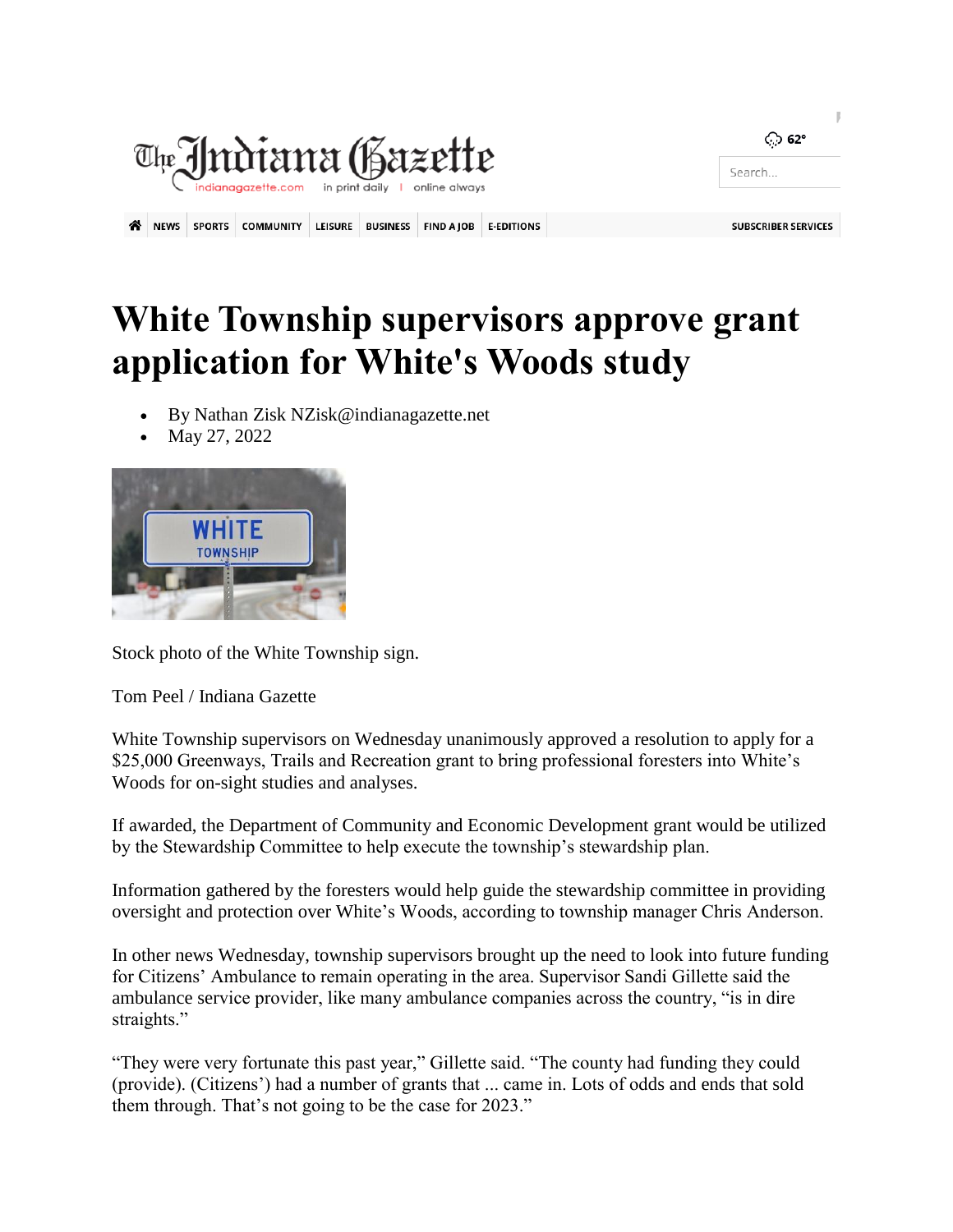# White Township supervisors approve grant application for White's Woods study

- By Nathan Zisk NZisk@indianagazette.net
- May 27, 2022

Stock photo of the White Township sign.

Tom Peel / Indiana Gazette

White Township supervisors on Wednesday unanimously approved a resolution to apply for a $25,000 Greenways, Trails and Recreation grant to bring professional foresters into White's Woods for on-sight studies and analyses.

If awarded, the Department of Community and Economic Development grant would be utilized by the Stewardship Committee to help execute the township's stewardship plan.

Information gathered by the foresters would help guide the stewardship committee in providing oversight and protection over White's Woods, according to township manager Chris Anderson.

In other news Wednesday, township supervisors brought up the need to look into future funding for Citizens' Ambulance to remain operating in the area. Supervisor Sandi Gillette said the ambulance service provider, like many ambulance companies across the country, "is in dire straights."

"They were very fortunate this past year," Gillette said. "The county had funding they could (provide). (Citizens') had a number of grants that ... came in. Lots of odds and ends that sold them through. That's not going to be the case for 2023."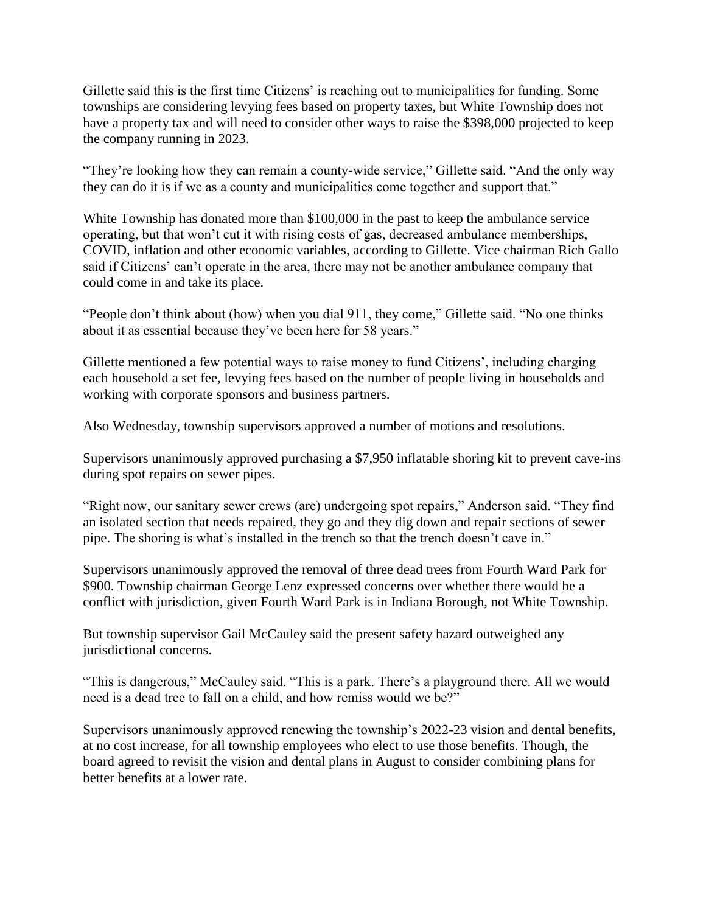Gillette said this is the first time Citizens' is reaching out to municipalities for funding. Some townships are considering levying fees based on property taxes, but White Township does not have a property tax and will need to consider other ways to raise the $398,000 projected to keep the company running in 2023.

"They're looking how they can remain a county-wide service," Gillette said. "And the only way they can do it is if we as a county and municipalities come together and support that."

White Township has donated more than $100,000 in the past to keep the ambulance service operating, but that won't cut it with rising costs of gas, decreased ambulance memberships, COVID, inflation and other economic variables, according to Gillette. Vice chairman Rich Gallo said if Citizens' can't operate in the area, there may not be another ambulance company that could come in and take its place.

"People don't think about (how) when you dial 911, they come," Gillette said. "No one thinks about it as essential because they've been here for 58 years."

Gillette mentioned a few potential ways to raise money to fund Citizens', including charging each household a set fee, levying fees based on the number of people living in households and working with corporate sponsors and business partners.

Also Wednesday, township supervisors approved a number of motions and resolutions.

Supervisors unanimously approved purchasing a $7,950 inflatable shoring kit to prevent cave-ins during spot repairs on sewer pipes.

"Right now, our sanitary sewer crews (are) undergoing spot repairs," Anderson said. "They find an isolated section that needs repaired, they go and they dig down and repair sections of sewer pipe. The shoring is what's installed in the trench so that the trench doesn't cave in."

Supervisors unanimously approved the removal of three dead trees from Fourth Ward Park for $900. Township chairman George Lenz expressed concerns over whether there would be a conflict with jurisdiction, given Fourth Ward Park is in Indiana Borough, not White Township.

But township supervisor Gail McCauley said the present safety hazard outweighed any jurisdictional concerns.

"This is dangerous," McCauley said. "This is a park. There's a playground there. All we would need is a dead tree to fall on a child, and how remiss would we be?"

Supervisors unanimously approved renewing the township's 2022-23 vision and dental benefits, at no cost increase, for all township employees who elect to use those benefits. Though, the board agreed to revisit the vision and dental plans in August to consider combining plans for better benefits at a lower rate.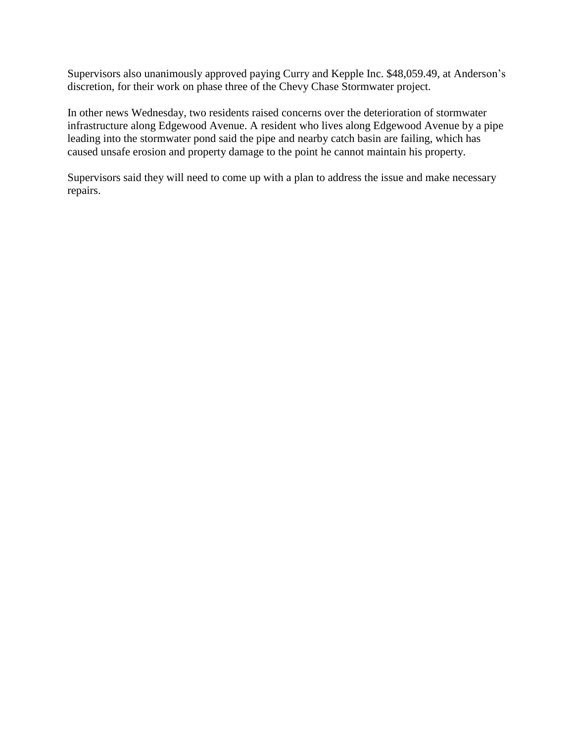Supervisors also unanimously approved paying Curry and Kepple Inc. $48,059.49, at Anderson's discretion, for their work on phase three of the Chevy Chase Stormwater project.

In other news Wednesday, two residents raised concerns over the deterioration of stormwater infrastructure along Edgewood Avenue. A resident who lives along Edgewood Avenue by a pipe leading into the stormwater pond said the pipe and nearby catch basin are failing, which has caused unsafe erosion and property damage to the point he cannot maintain his property.

Supervisors said they will need to come up with a plan to address the issue and make necessary repairs.